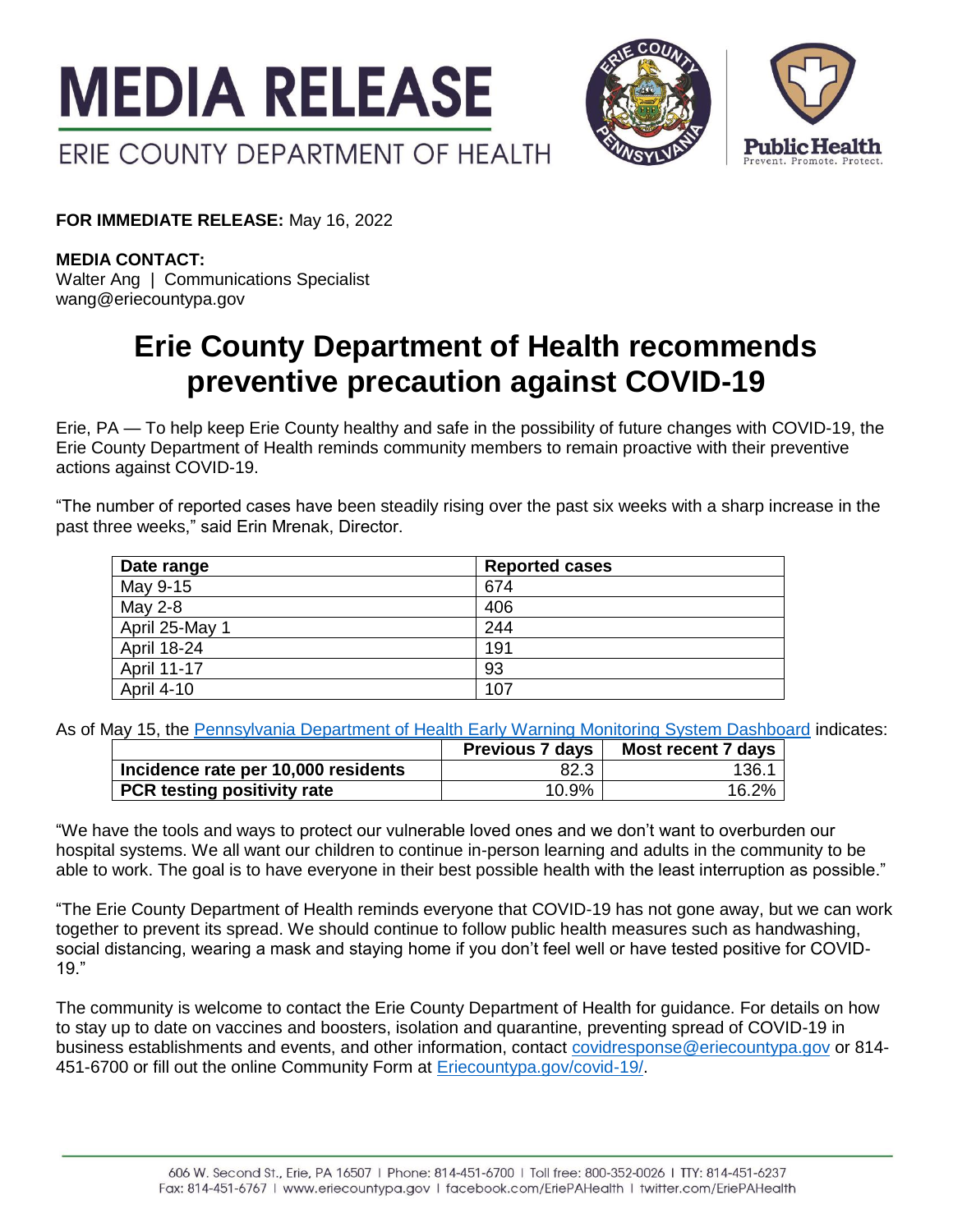# MEDIA RELEASE

ERIE COUNTY DEPARTMENT OF HEALTH

**FOR IMMEDIATE RELEASE:** May 16, 2022

**MEDIA CONTACT:**
Walter Ang | Communications Specialist
wang@eriecountypa.gov

# Erie County Department of Health recommends preventive precaution against COVID-19

Erie, PA — To help keep Erie County healthy and safe in the possibility of future changes with COVID-19, the Erie County Department of Health reminds community members to remain proactive with their preventive actions against COVID-19.

"The number of reported cases have been steadily rising over the past six weeks with a sharp increase in the past three weeks," said Erin Mrenak, Director.

| Date range | Reported cases |
|---|---|
| May 9-15 | 674 |
| May 2-8 | 406 |
| April 25-May 1 | 244 |
| April 18-24 | 191 |
| April 11-17 | 93 |
| April 4-10 | 107 |

As of May 15, the Pennsylvania Department of Health Early Warning Monitoring System Dashboard indicates:

| | Previous 7 days | Most recent 7 days |
|---|---|---|
| **Incidence rate per 10,000 residents** | 82.3 | 136.1 |
| **PCR testing positivity rate** | 10.9% | 16.2% |

"We have the tools and ways to protect our vulnerable loved ones and we don't want to overburden our hospital systems. We all want our children to continue in-person learning and adults in the community to be able to work. The goal is to have everyone in their best possible health with the least interruption as possible."

"The Erie County Department of Health reminds everyone that COVID-19 has not gone away, but we can work together to prevent its spread. We should continue to follow public health measures such as handwashing, social distancing, wearing a mask and staying home if you don't feel well or have tested positive for COVID-19."

The community is welcome to contact the Erie County Department of Health for guidance. For details on how to stay up to date on vaccines and boosters, isolation and quarantine, preventing spread of COVID-19 in business establishments and events, and other information, contact covidresponse@eriecountypa.gov or 814-451-6700 or fill out the online Community Form at Eriecountypa.gov/covid-19/.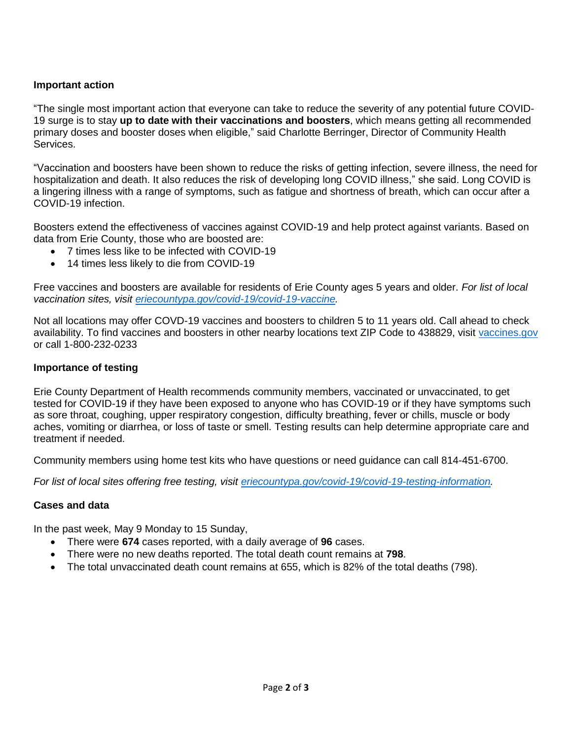**Important action**

“The single most important action that everyone can take to reduce the severity of any potential future COVID-19 surge is to stay **up to date with their vaccinations and boosters**, which means getting all recommended primary doses and booster doses when eligible,” said Charlotte Berringer, Director of Community Health Services.

“Vaccination and boosters have been shown to reduce the risks of getting infection, severe illness, the need for hospitalization and death. It also reduces the risk of developing long COVID illness,” she said. Long COVID is a lingering illness with a range of symptoms, such as fatigue and shortness of breath, which can occur after a COVID-19 infection.

Boosters extend the effectiveness of vaccines against COVID-19 and help protect against variants. Based on data from Erie County, those who are boosted are:

- 7 times less like to be infected with COVID-19
- 14 times less likely to die from COVID-19

Free vaccines and boosters are available for residents of Erie County ages 5 years and older. *For list of local vaccination sites, visit [eriecountypa.gov/covid-19/covid-19-vaccine](eriecountypa.gov/covid-19/covid-19-vaccine).*

Not all locations may offer COVD-19 vaccines and boosters to children 5 to 11 years old. Call ahead to check availability. To find vaccines and boosters in other nearby locations text ZIP Code to 438829, visit [vaccines.gov](vaccines.gov) or call 1-800-232-0233

**Importance of testing**

Erie County Department of Health recommends community members, vaccinated or unvaccinated, to get tested for COVID-19 if they have been exposed to anyone who has COVID-19 or if they have symptoms such as sore throat, coughing, upper respiratory congestion, difficulty breathing, fever or chills, muscle or body aches, vomiting or diarrhea, or loss of taste or smell. Testing results can help determine appropriate care and treatment if needed.

Community members using home test kits who have questions or need guidance can call 814-451-6700.

*For list of local sites offering free testing, visit [eriecountypa.gov/covid-19/covid-19-testing-information](eriecountypa.gov/covid-19/covid-19-testing-information).*

**Cases and data**

In the past week, May 9 Monday to 15 Sunday,

- There were **674** cases reported, with a daily average of **96** cases.
- There were no new deaths reported. The total death count remains at **798**.
- The total unvaccinated death count remains at 655, which is 82% of the total deaths (798).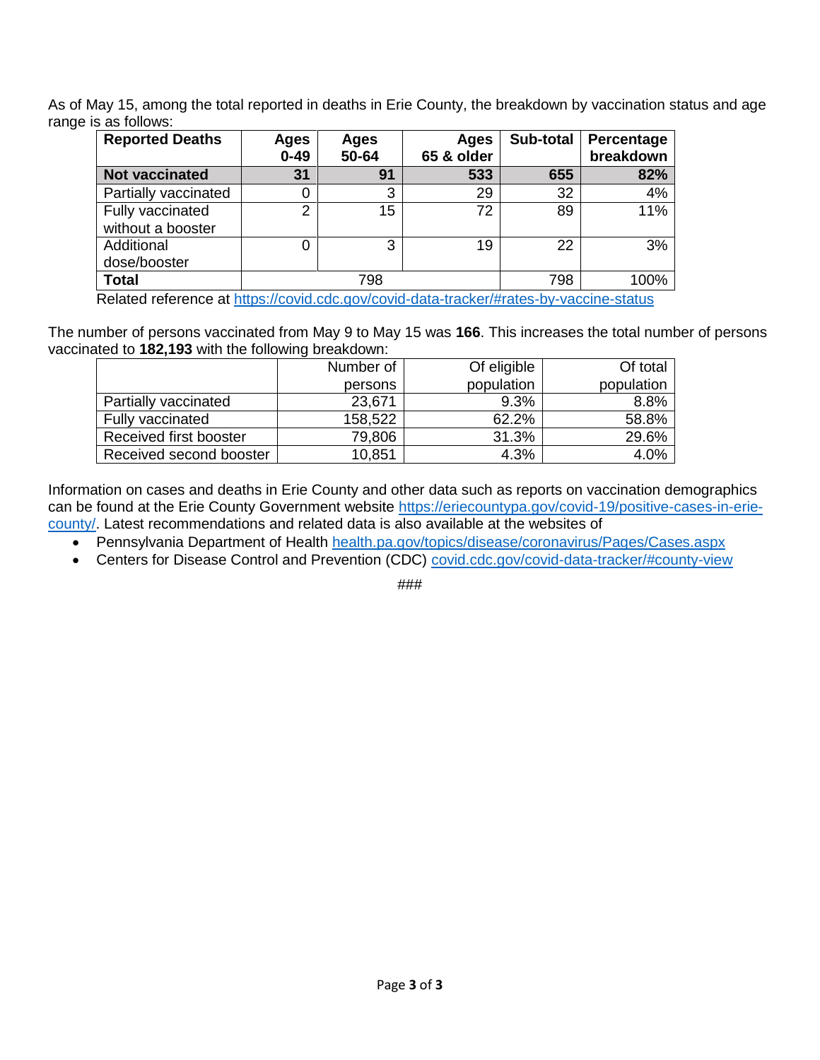As of May 15, among the total reported in deaths in Erie County, the breakdown by vaccination status and age range is as follows:

| Reported Deaths | Ages 0-49 | Ages 50-64 | Ages 65 & older | Sub-total | Percentage breakdown |
|---|---|---|---|---|---|
| **Not vaccinated** | **31** | **91** | **533** | **655** | **82%** |
| Partially vaccinated | 0 | 3 | 29 | 32 | 4% |
| Fully vaccinated without a booster | 2 | 15 | 72 | 89 | 11% |
| Additional dose/booster | 0 | 3 | 19 | 22 | 3% |
| **Total** | 798 | | | 798 | 100% |

Related reference at https://covid.cdc.gov/covid-data-tracker/#rates-by-vaccine-status

The number of persons vaccinated from May 9 to May 15 was **166**. This increases the total number of persons vaccinated to **182,193** with the following breakdown:

| | Number of persons | Of eligible population | Of total population |
|---|---|---|---|
| Partially vaccinated | 23,671 | 9.3% | 8.8% |
| Fully vaccinated | 158,522 | 62.2% | 58.8% |
| Received first booster | 79,806 | 31.3% | 29.6% |
| Received second booster | 10,851 | 4.3% | 4.0% |

Information on cases and deaths in Erie County and other data such as reports on vaccination demographics can be found at the Erie County Government website https://eriecountypa.gov/covid-19/positive-cases-in-erie-county/. Latest recommendations and related data is also available at the websites of

- Pennsylvania Department of Health health.pa.gov/topics/disease/coronavirus/Pages/Cases.aspx
- Centers for Disease Control and Prevention (CDC) covid.cdc.gov/covid-data-tracker/#county-view

###